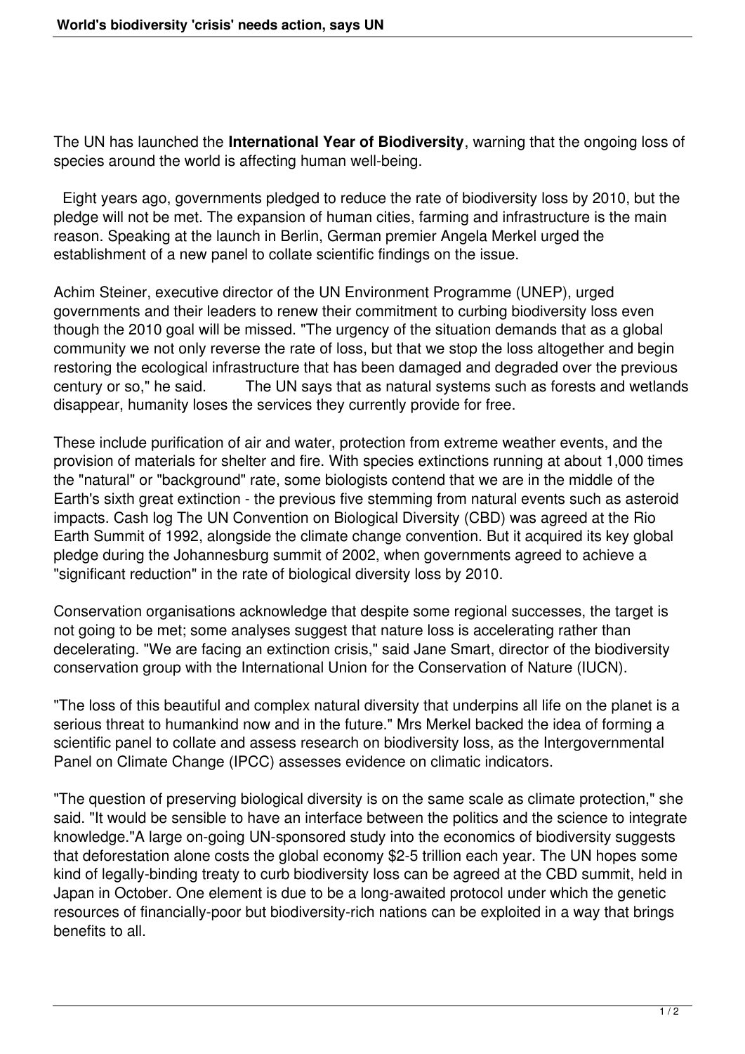The UN has launched the **International Year of Biodiversity**, warning that the ongoing loss of species around the world is affecting human well-being.

Eight years ago, governments pledged to reduce the rate of biodiversity loss by 2010, but the pledge will not be met. The expansion of human cities, farming and infrastructure is the main reason. Speaking at the launch in Berlin, German premier Angela Merkel urged the establishment of a new panel to collate scientific findings on the issue.

Achim Steiner, executive director of the UN Environment Programme (UNEP), urged governments and their leaders to renew their commitment to curbing biodiversity loss even though the 2010 goal will be missed. "The urgency of the situation demands that as a global community we not only reverse the rate of loss, but that we stop the loss altogether and begin restoring the ecological infrastructure that has been damaged and degraded over the previous century or so," he said. The UN says that as natural systems such as forests and wetlands disappear, humanity loses the services they currently provide for free.

These include purification of air and water, protection from extreme weather events, and the provision of materials for shelter and fire. With species extinctions running at about 1,000 times the "natural" or "background" rate, some biologists contend that we are in the middle of the Earth's sixth great extinction - the previous five stemming from natural events such as asteroid impacts. Cash log The UN Convention on Biological Diversity (CBD) was agreed at the Rio Earth Summit of 1992, alongside the climate change convention. But it acquired its key global pledge during the Johannesburg summit of 2002, when governments agreed to achieve a "significant reduction" in the rate of biological diversity loss by 2010.

Conservation organisations acknowledge that despite some regional successes, the target is not going to be met; some analyses suggest that nature loss is accelerating rather than decelerating. "We are facing an extinction crisis," said Jane Smart, director of the biodiversity conservation group with the International Union for the Conservation of Nature (IUCN).

"The loss of this beautiful and complex natural diversity that underpins all life on the planet is a serious threat to humankind now and in the future." Mrs Merkel backed the idea of forming a scientific panel to collate and assess research on biodiversity loss, as the Intergovernmental Panel on Climate Change (IPCC) assesses evidence on climatic indicators.

"The question of preserving biological diversity is on the same scale as climate protection," she said. "It would be sensible to have an interface between the politics and the science to integrate knowledge."A large on-going UN-sponsored study into the economics of biodiversity suggests that deforestation alone costs the global economy $2-5 trillion each year. The UN hopes some kind of legally-binding treaty to curb biodiversity loss can be agreed at the CBD summit, held in Japan in October. One element is due to be a long-awaited protocol under which the genetic resources of financially-poor but biodiversity-rich nations can be exploited in a way that brings benefits to all.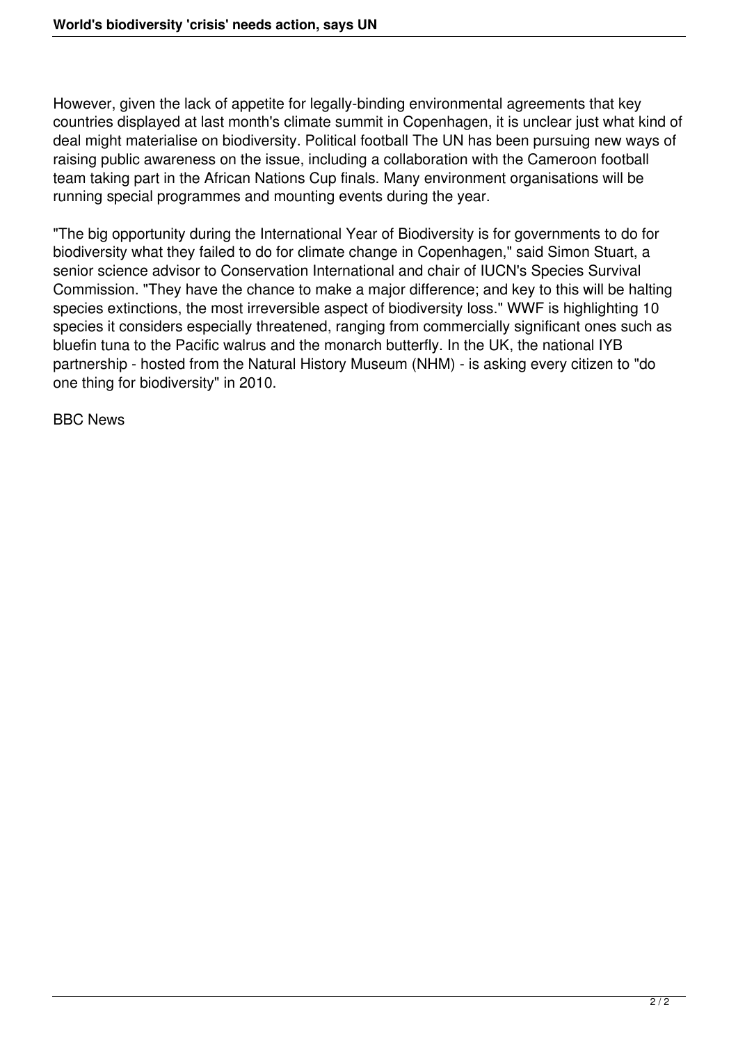However, given the lack of appetite for legally-binding environmental agreements that key countries displayed at last month's climate summit in Copenhagen, it is unclear just what kind of deal might materialise on biodiversity. Political football The UN has been pursuing new ways of raising public awareness on the issue, including a collaboration with the Cameroon football team taking part in the African Nations Cup finals. Many environment organisations will be running special programmes and mounting events during the year.

"The big opportunity during the International Year of Biodiversity is for governments to do for biodiversity what they failed to do for climate change in Copenhagen," said Simon Stuart, a senior science advisor to Conservation International and chair of IUCN's Species Survival Commission. "They have the chance to make a major difference; and key to this will be halting species extinctions, the most irreversible aspect of biodiversity loss." WWF is highlighting 10 species it considers especially threatened, ranging from commercially significant ones such as bluefin tuna to the Pacific walrus and the monarch butterfly. In the UK, the national IYB partnership - hosted from the Natural History Museum (NHM) - is asking every citizen to "do one thing for biodiversity" in 2010.

BBC News